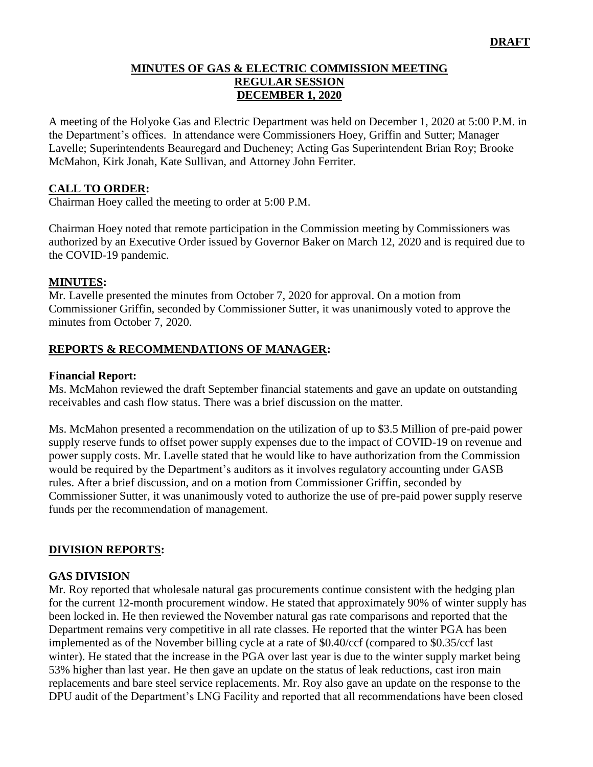**DRAFT**

# MINUTES OF GAS & ELECTRIC COMMISSION MEETING
## REGULAR SESSION
## DECEMBER 1, 2020

A meeting of the Holyoke Gas and Electric Department was held on December 1, 2020 at 5:00 P.M. in the Department's offices. In attendance were Commissioners Hoey, Griffin and Sutter; Manager Lavelle; Superintendents Beauregard and Ducheney; Acting Gas Superintendent Brian Roy; Brooke McMahon, Kirk Jonah, Kate Sullivan, and Attorney John Ferriter.

### CALL TO ORDER:

Chairman Hoey called the meeting to order at 5:00 P.M.

Chairman Hoey noted that remote participation in the Commission meeting by Commissioners was authorized by an Executive Order issued by Governor Baker on March 12, 2020 and is required due to the COVID-19 pandemic.

### MINUTES:

Mr. Lavelle presented the minutes from October 7, 2020 for approval. On a motion from Commissioner Griffin, seconded by Commissioner Sutter, it was unanimously voted to approve the minutes from October 7, 2020.

### REPORTS & RECOMMENDATIONS OF MANAGER:

**Financial Report:**

Ms. McMahon reviewed the draft September financial statements and gave an update on outstanding receivables and cash flow status. There was a brief discussion on the matter.

Ms. McMahon presented a recommendation on the utilization of up to $3.5 Million of pre-paid power supply reserve funds to offset power supply expenses due to the impact of COVID-19 on revenue and power supply costs. Mr. Lavelle stated that he would like to have authorization from the Commission would be required by the Department's auditors as it involves regulatory accounting under GASB rules. After a brief discussion, and on a motion from Commissioner Griffin, seconded by Commissioner Sutter, it was unanimously voted to authorize the use of pre-paid power supply reserve funds per the recommendation of management.

### DIVISION REPORTS:

**GAS DIVISION**

Mr. Roy reported that wholesale natural gas procurements continue consistent with the hedging plan for the current 12-month procurement window. He stated that approximately 90% of winter supply has been locked in. He then reviewed the November natural gas rate comparisons and reported that the Department remains very competitive in all rate classes. He reported that the winter PGA has been implemented as of the November billing cycle at a rate of $0.40/ccf (compared to $0.35/ccf last winter). He stated that the increase in the PGA over last year is due to the winter supply market being 53% higher than last year. He then gave an update on the status of leak reductions, cast iron main replacements and bare steel service replacements. Mr. Roy also gave an update on the response to the DPU audit of the Department's LNG Facility and reported that all recommendations have been closed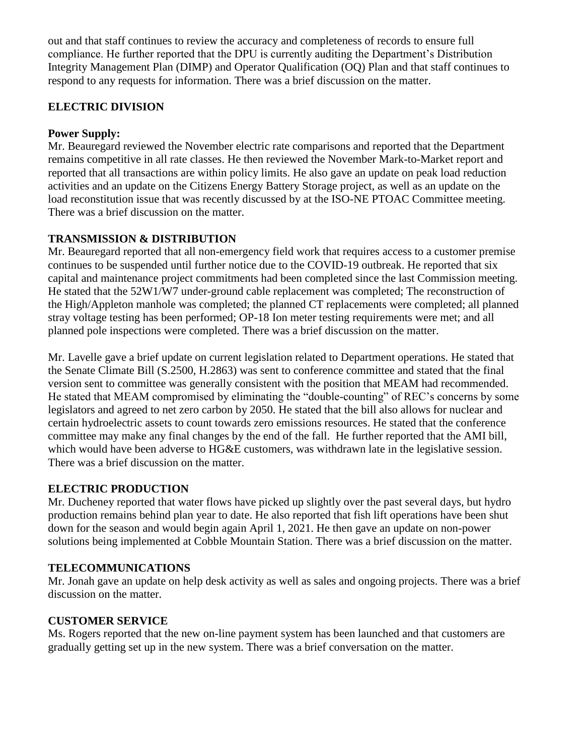out and that staff continues to review the accuracy and completeness of records to ensure full compliance. He further reported that the DPU is currently auditing the Department's Distribution Integrity Management Plan (DIMP) and Operator Qualification (OQ) Plan and that staff continues to respond to any requests for information. There was a brief discussion on the matter.

## ELECTRIC DIVISION

### Power Supply:

Mr. Beauregard reviewed the November electric rate comparisons and reported that the Department remains competitive in all rate classes. He then reviewed the November Mark-to-Market report and reported that all transactions are within policy limits. He also gave an update on peak load reduction activities and an update on the Citizens Energy Battery Storage project, as well as an update on the load reconstitution issue that was recently discussed by at the ISO-NE PTOAC Committee meeting. There was a brief discussion on the matter.

## TRANSMISSION & DISTRIBUTION

Mr. Beauregard reported that all non-emergency field work that requires access to a customer premise continues to be suspended until further notice due to the COVID-19 outbreak. He reported that six capital and maintenance project commitments had been completed since the last Commission meeting. He stated that the 52W1/W7 under-ground cable replacement was completed; The reconstruction of the High/Appleton manhole was completed; the planned CT replacements were completed; all planned stray voltage testing has been performed; OP-18 Ion meter testing requirements were met; and all planned pole inspections were completed. There was a brief discussion on the matter.

Mr. Lavelle gave a brief update on current legislation related to Department operations. He stated that the Senate Climate Bill (S.2500, H.2863) was sent to conference committee and stated that the final version sent to committee was generally consistent with the position that MEAM had recommended. He stated that MEAM compromised by eliminating the "double-counting" of REC's concerns by some legislators and agreed to net zero carbon by 2050. He stated that the bill also allows for nuclear and certain hydroelectric assets to count towards zero emissions resources. He stated that the conference committee may make any final changes by the end of the fall. He further reported that the AMI bill, which would have been adverse to HG&E customers, was withdrawn late in the legislative session. There was a brief discussion on the matter.

## ELECTRIC PRODUCTION

Mr. Ducheney reported that water flows have picked up slightly over the past several days, but hydro production remains behind plan year to date. He also reported that fish lift operations have been shut down for the season and would begin again April 1, 2021. He then gave an update on non-power solutions being implemented at Cobble Mountain Station. There was a brief discussion on the matter.

## TELECOMMUNICATIONS

Mr. Jonah gave an update on help desk activity as well as sales and ongoing projects. There was a brief discussion on the matter.

## CUSTOMER SERVICE

Ms. Rogers reported that the new on-line payment system has been launched and that customers are gradually getting set up in the new system. There was a brief conversation on the matter.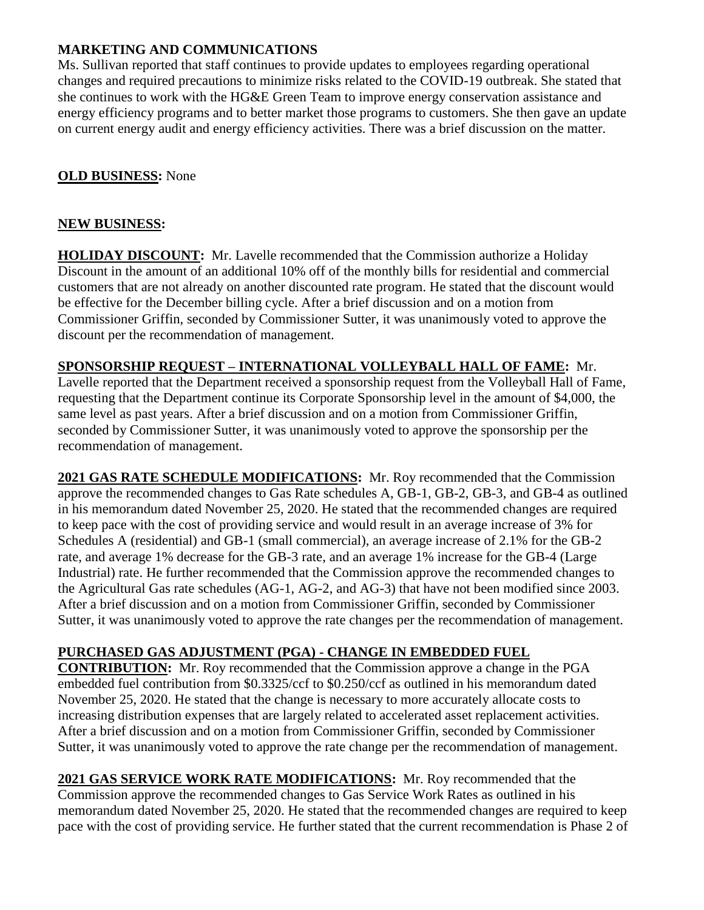**MARKETING AND COMMUNICATIONS**
Ms. Sullivan reported that staff continues to provide updates to employees regarding operational changes and required precautions to minimize risks related to the COVID-19 outbreak. She stated that she continues to work with the HG&E Green Team to improve energy conservation assistance and energy efficiency programs and to better market those programs to customers. She then gave an update on current energy audit and energy efficiency activities. There was a brief discussion on the matter.

**OLD BUSINESS:** None

**NEW BUSINESS:**

**HOLIDAY DISCOUNT:** Mr. Lavelle recommended that the Commission authorize a Holiday Discount in the amount of an additional 10% off of the monthly bills for residential and commercial customers that are not already on another discounted rate program. He stated that the discount would be effective for the December billing cycle. After a brief discussion and on a motion from Commissioner Griffin, seconded by Commissioner Sutter, it was unanimously voted to approve the discount per the recommendation of management.

**SPONSORSHIP REQUEST – INTERNATIONAL VOLLEYBALL HALL OF FAME:** Mr. Lavelle reported that the Department received a sponsorship request from the Volleyball Hall of Fame, requesting that the Department continue its Corporate Sponsorship level in the amount of $4,000, the same level as past years. After a brief discussion and on a motion from Commissioner Griffin, seconded by Commissioner Sutter, it was unanimously voted to approve the sponsorship per the recommendation of management.

**2021 GAS RATE SCHEDULE MODIFICATIONS:** Mr. Roy recommended that the Commission approve the recommended changes to Gas Rate schedules A, GB-1, GB-2, GB-3, and GB-4 as outlined in his memorandum dated November 25, 2020. He stated that the recommended changes are required to keep pace with the cost of providing service and would result in an average increase of 3% for Schedules A (residential) and GB-1 (small commercial), an average increase of 2.1% for the GB-2 rate, and average 1% decrease for the GB-3 rate, and an average 1% increase for the GB-4 (Large Industrial) rate. He further recommended that the Commission approve the recommended changes to the Agricultural Gas rate schedules (AG-1, AG-2, and AG-3) that have not been modified since 2003. After a brief discussion and on a motion from Commissioner Griffin, seconded by Commissioner Sutter, it was unanimously voted to approve the rate changes per the recommendation of management.

**PURCHASED GAS ADJUSTMENT (PGA) - CHANGE IN EMBEDDED FUEL CONTRIBUTION:** Mr. Roy recommended that the Commission approve a change in the PGA embedded fuel contribution from $0.3325/ccf to $0.250/ccf as outlined in his memorandum dated November 25, 2020. He stated that the change is necessary to more accurately allocate costs to increasing distribution expenses that are largely related to accelerated asset replacement activities. After a brief discussion and on a motion from Commissioner Griffin, seconded by Commissioner Sutter, it was unanimously voted to approve the rate change per the recommendation of management.

**2021 GAS SERVICE WORK RATE MODIFICATIONS:** Mr. Roy recommended that the Commission approve the recommended changes to Gas Service Work Rates as outlined in his memorandum dated November 25, 2020. He stated that the recommended changes are required to keep pace with the cost of providing service. He further stated that the current recommendation is Phase 2 of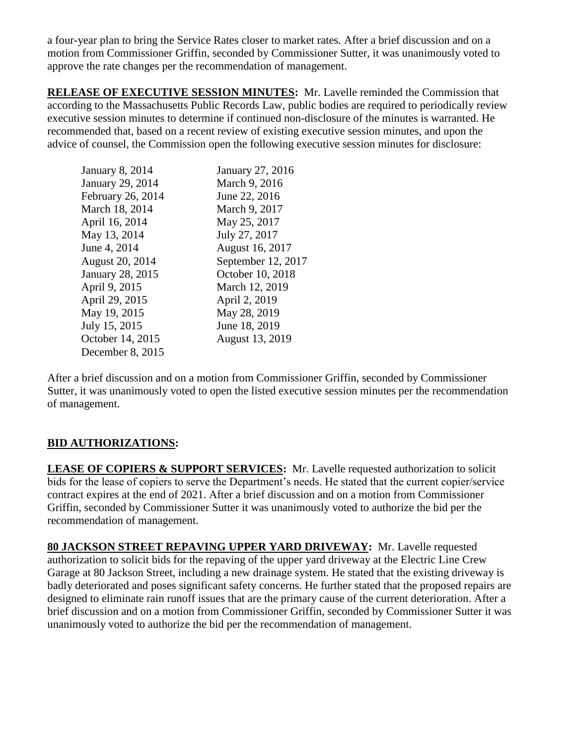a four-year plan to bring the Service Rates closer to market rates. After a brief discussion and on a motion from Commissioner Griffin, seconded by Commissioner Sutter, it was unanimously voted to approve the rate changes per the recommendation of management.

**RELEASE OF EXECUTIVE SESSION MINUTES:** Mr. Lavelle reminded the Commission that according to the Massachusetts Public Records Law, public bodies are required to periodically review executive session minutes to determine if continued non-disclosure of the minutes is warranted. He recommended that, based on a recent review of existing executive session minutes, and upon the advice of counsel, the Commission open the following executive session minutes for disclosure:

| | |
|---|---|
| January 8, 2014 | January 27, 2016 |
| January 29, 2014 | March 9, 2016 |
| February 26, 2014 | June 22, 2016 |
| March 18, 2014 | March 9, 2017 |
| April 16, 2014 | May 25, 2017 |
| May 13, 2014 | July 27, 2017 |
| June 4, 2014 | August 16, 2017 |
| August 20, 2014 | September 12, 2017 |
| January 28, 2015 | October 10, 2018 |
| April 9, 2015 | March 12, 2019 |
| April 29, 2015 | April 2, 2019 |
| May 19, 2015 | May 28, 2019 |
| July 15, 2015 | June 18, 2019 |
| October 14, 2015 | August 13, 2019 |
| December 8, 2015 | |

After a brief discussion and on a motion from Commissioner Griffin, seconded by Commissioner Sutter, it was unanimously voted to open the listed executive session minutes per the recommendation of management.

**BID AUTHORIZATIONS:**

**LEASE OF COPIERS & SUPPORT SERVICES:** Mr. Lavelle requested authorization to solicit bids for the lease of copiers to serve the Department's needs. He stated that the current copier/service contract expires at the end of 2021. After a brief discussion and on a motion from Commissioner Griffin, seconded by Commissioner Sutter it was unanimously voted to authorize the bid per the recommendation of management.

**80 JACKSON STREET REPAVING UPPER YARD DRIVEWAY:** Mr. Lavelle requested authorization to solicit bids for the repaving of the upper yard driveway at the Electric Line Crew Garage at 80 Jackson Street, including a new drainage system. He stated that the existing driveway is badly deteriorated and poses significant safety concerns. He further stated that the proposed repairs are designed to eliminate rain runoff issues that are the primary cause of the current deterioration. After a brief discussion and on a motion from Commissioner Griffin, seconded by Commissioner Sutter it was unanimously voted to authorize the bid per the recommendation of management.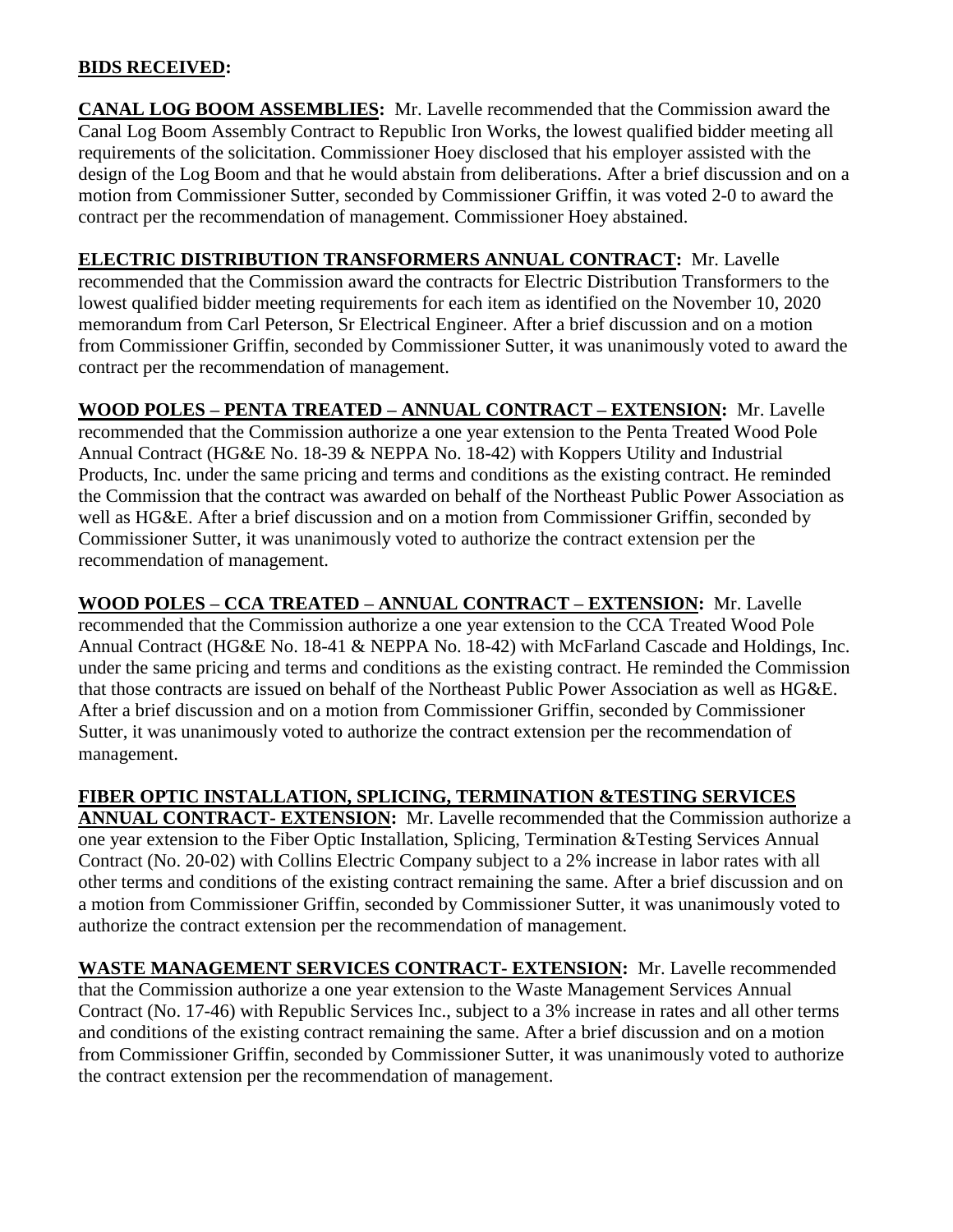**BIDS RECEIVED:**

**CANAL LOG BOOM ASSEMBLIES:** Mr. Lavelle recommended that the Commission award the Canal Log Boom Assembly Contract to Republic Iron Works, the lowest qualified bidder meeting all requirements of the solicitation. Commissioner Hoey disclosed that his employer assisted with the design of the Log Boom and that he would abstain from deliberations. After a brief discussion and on a motion from Commissioner Sutter, seconded by Commissioner Griffin, it was voted 2-0 to award the contract per the recommendation of management. Commissioner Hoey abstained.

**ELECTRIC DISTRIBUTION TRANSFORMERS ANNUAL CONTRACT:** Mr. Lavelle recommended that the Commission award the contracts for Electric Distribution Transformers to the lowest qualified bidder meeting requirements for each item as identified on the November 10, 2020 memorandum from Carl Peterson, Sr Electrical Engineer. After a brief discussion and on a motion from Commissioner Griffin, seconded by Commissioner Sutter, it was unanimously voted to award the contract per the recommendation of management.

**WOOD POLES – PENTA TREATED – ANNUAL CONTRACT – EXTENSION:** Mr. Lavelle recommended that the Commission authorize a one year extension to the Penta Treated Wood Pole Annual Contract (HG&E No. 18-39 & NEPPA No. 18-42) with Koppers Utility and Industrial Products, Inc. under the same pricing and terms and conditions as the existing contract. He reminded the Commission that the contract was awarded on behalf of the Northeast Public Power Association as well as HG&E. After a brief discussion and on a motion from Commissioner Griffin, seconded by Commissioner Sutter, it was unanimously voted to authorize the contract extension per the recommendation of management.

**WOOD POLES – CCA TREATED – ANNUAL CONTRACT – EXTENSION:** Mr. Lavelle recommended that the Commission authorize a one year extension to the CCA Treated Wood Pole Annual Contract (HG&E No. 18-41 & NEPPA No. 18-42) with McFarland Cascade and Holdings, Inc. under the same pricing and terms and conditions as the existing contract. He reminded the Commission that those contracts are issued on behalf of the Northeast Public Power Association as well as HG&E. After a brief discussion and on a motion from Commissioner Griffin, seconded by Commissioner Sutter, it was unanimously voted to authorize the contract extension per the recommendation of management.

**FIBER OPTIC INSTALLATION, SPLICING, TERMINATION &TESTING SERVICES ANNUAL CONTRACT- EXTENSION:** Mr. Lavelle recommended that the Commission authorize a one year extension to the Fiber Optic Installation, Splicing, Termination &Testing Services Annual Contract (No. 20-02) with Collins Electric Company subject to a 2% increase in labor rates with all other terms and conditions of the existing contract remaining the same. After a brief discussion and on a motion from Commissioner Griffin, seconded by Commissioner Sutter, it was unanimously voted to authorize the contract extension per the recommendation of management.

**WASTE MANAGEMENT SERVICES CONTRACT- EXTENSION:** Mr. Lavelle recommended that the Commission authorize a one year extension to the Waste Management Services Annual Contract (No. 17-46) with Republic Services Inc., subject to a 3% increase in rates and all other terms and conditions of the existing contract remaining the same. After a brief discussion and on a motion from Commissioner Griffin, seconded by Commissioner Sutter, it was unanimously voted to authorize the contract extension per the recommendation of management.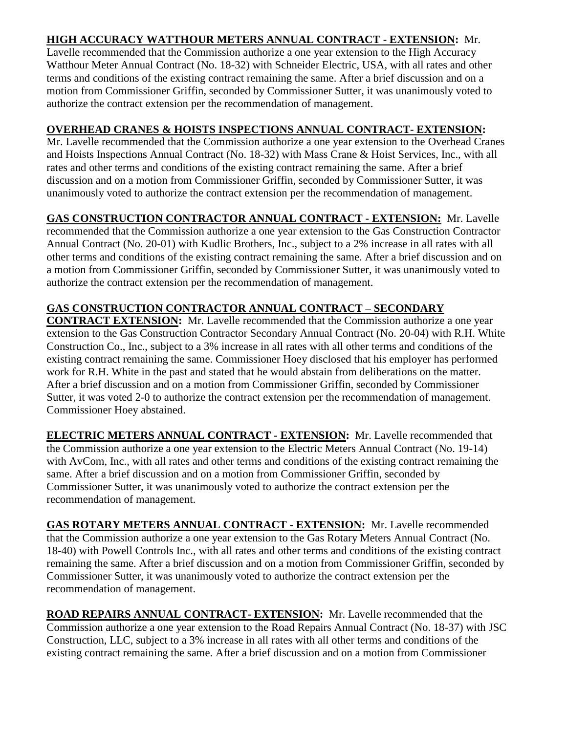**HIGH ACCURACY WATTHOUR METERS ANNUAL CONTRACT - EXTENSION:** Mr. Lavelle recommended that the Commission authorize a one year extension to the High Accuracy Watthour Meter Annual Contract (No. 18-32) with Schneider Electric, USA, with all rates and other terms and conditions of the existing contract remaining the same. After a brief discussion and on a motion from Commissioner Griffin, seconded by Commissioner Sutter, it was unanimously voted to authorize the contract extension per the recommendation of management.

**OVERHEAD CRANES & HOISTS INSPECTIONS ANNUAL CONTRACT- EXTENSION:** Mr. Lavelle recommended that the Commission authorize a one year extension to the Overhead Cranes and Hoists Inspections Annual Contract (No. 18-32) with Mass Crane & Hoist Services, Inc., with all rates and other terms and conditions of the existing contract remaining the same. After a brief discussion and on a motion from Commissioner Griffin, seconded by Commissioner Sutter, it was unanimously voted to authorize the contract extension per the recommendation of management.

**GAS CONSTRUCTION CONTRACTOR ANNUAL CONTRACT - EXTENSION:** Mr. Lavelle recommended that the Commission authorize a one year extension to the Gas Construction Contractor Annual Contract (No. 20-01) with Kudlic Brothers, Inc., subject to a 2% increase in all rates with all other terms and conditions of the existing contract remaining the same. After a brief discussion and on a motion from Commissioner Griffin, seconded by Commissioner Sutter, it was unanimously voted to authorize the contract extension per the recommendation of management.

**GAS CONSTRUCTION CONTRACTOR ANNUAL CONTRACT – SECONDARY CONTRACT EXTENSION:** Mr. Lavelle recommended that the Commission authorize a one year extension to the Gas Construction Contractor Secondary Annual Contract (No. 20-04) with R.H. White Construction Co., Inc., subject to a 3% increase in all rates with all other terms and conditions of the existing contract remaining the same. Commissioner Hoey disclosed that his employer has performed work for R.H. White in the past and stated that he would abstain from deliberations on the matter. After a brief discussion and on a motion from Commissioner Griffin, seconded by Commissioner Sutter, it was voted 2-0 to authorize the contract extension per the recommendation of management. Commissioner Hoey abstained.

**ELECTRIC METERS ANNUAL CONTRACT - EXTENSION:** Mr. Lavelle recommended that the Commission authorize a one year extension to the Electric Meters Annual Contract (No. 19-14) with AvCom, Inc., with all rates and other terms and conditions of the existing contract remaining the same. After a brief discussion and on a motion from Commissioner Griffin, seconded by Commissioner Sutter, it was unanimously voted to authorize the contract extension per the recommendation of management.

**GAS ROTARY METERS ANNUAL CONTRACT - EXTENSION:** Mr. Lavelle recommended that the Commission authorize a one year extension to the Gas Rotary Meters Annual Contract (No. 18-40) with Powell Controls Inc., with all rates and other terms and conditions of the existing contract remaining the same. After a brief discussion and on a motion from Commissioner Griffin, seconded by Commissioner Sutter, it was unanimously voted to authorize the contract extension per the recommendation of management.

**ROAD REPAIRS ANNUAL CONTRACT- EXTENSION:** Mr. Lavelle recommended that the Commission authorize a one year extension to the Road Repairs Annual Contract (No. 18-37) with JSC Construction, LLC, subject to a 3% increase in all rates with all other terms and conditions of the existing contract remaining the same. After a brief discussion and on a motion from Commissioner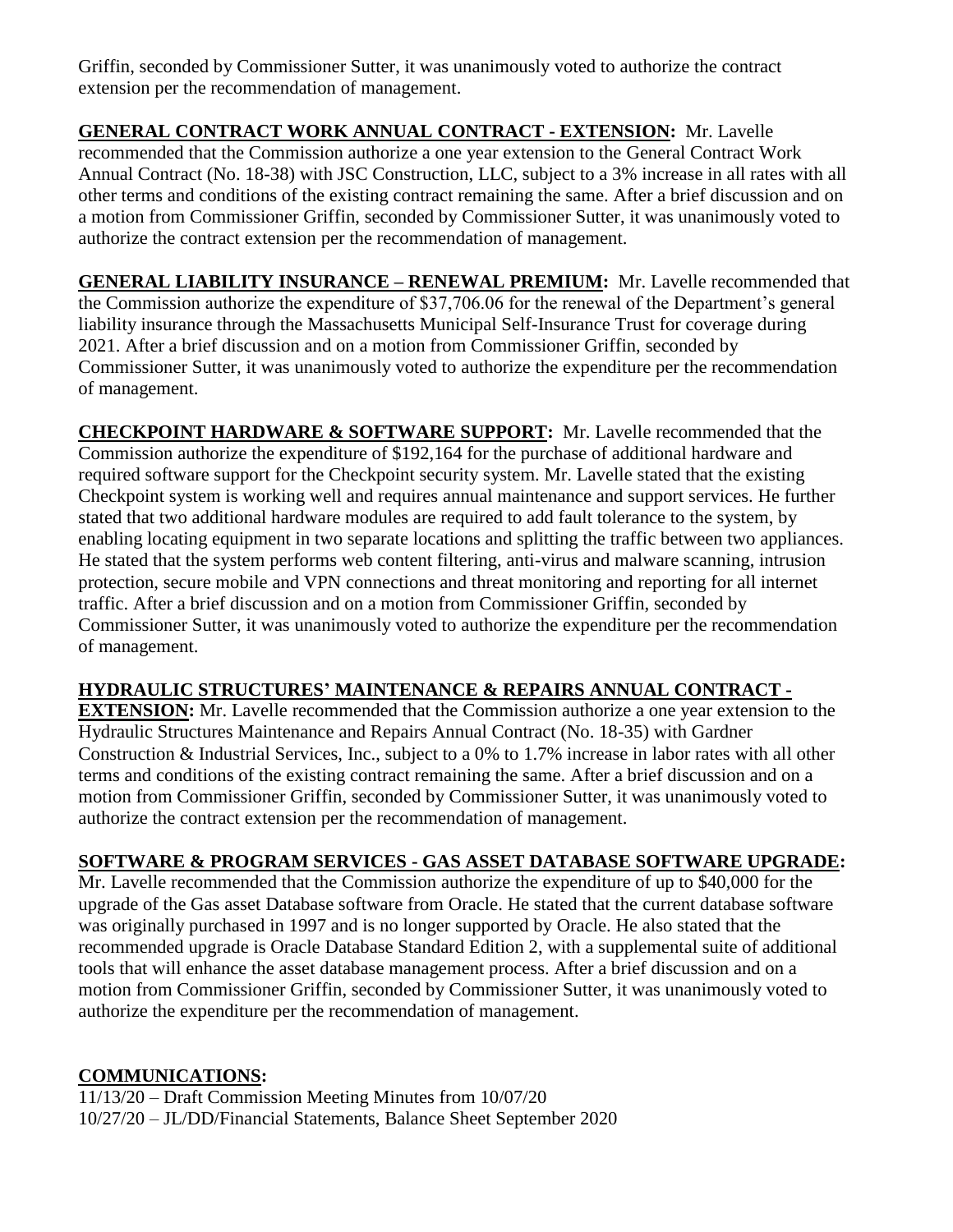Griffin, seconded by Commissioner Sutter, it was unanimously voted to authorize the contract extension per the recommendation of management.

**GENERAL CONTRACT WORK ANNUAL CONTRACT - EXTENSION:** Mr. Lavelle recommended that the Commission authorize a one year extension to the General Contract Work Annual Contract (No. 18-38) with JSC Construction, LLC, subject to a 3% increase in all rates with all other terms and conditions of the existing contract remaining the same. After a brief discussion and on a motion from Commissioner Griffin, seconded by Commissioner Sutter, it was unanimously voted to authorize the contract extension per the recommendation of management.

**GENERAL LIABILITY INSURANCE – RENEWAL PREMIUM:** Mr. Lavelle recommended that the Commission authorize the expenditure of $37,706.06 for the renewal of the Department's general liability insurance through the Massachusetts Municipal Self-Insurance Trust for coverage during 2021. After a brief discussion and on a motion from Commissioner Griffin, seconded by Commissioner Sutter, it was unanimously voted to authorize the expenditure per the recommendation of management.

**CHECKPOINT HARDWARE & SOFTWARE SUPPORT:** Mr. Lavelle recommended that the Commission authorize the expenditure of $192,164 for the purchase of additional hardware and required software support for the Checkpoint security system. Mr. Lavelle stated that the existing Checkpoint system is working well and requires annual maintenance and support services. He further stated that two additional hardware modules are required to add fault tolerance to the system, by enabling locating equipment in two separate locations and splitting the traffic between two appliances. He stated that the system performs web content filtering, anti-virus and malware scanning, intrusion protection, secure mobile and VPN connections and threat monitoring and reporting for all internet traffic. After a brief discussion and on a motion from Commissioner Griffin, seconded by Commissioner Sutter, it was unanimously voted to authorize the expenditure per the recommendation of management.

**HYDRAULIC STRUCTURES' MAINTENANCE & REPAIRS ANNUAL CONTRACT - EXTENSION:** Mr. Lavelle recommended that the Commission authorize a one year extension to the Hydraulic Structures Maintenance and Repairs Annual Contract (No. 18-35) with Gardner Construction & Industrial Services, Inc., subject to a 0% to 1.7% increase in labor rates with all other terms and conditions of the existing contract remaining the same. After a brief discussion and on a motion from Commissioner Griffin, seconded by Commissioner Sutter, it was unanimously voted to authorize the contract extension per the recommendation of management.

**SOFTWARE & PROGRAM SERVICES - GAS ASSET DATABASE SOFTWARE UPGRADE:** Mr. Lavelle recommended that the Commission authorize the expenditure of up to $40,000 for the upgrade of the Gas asset Database software from Oracle. He stated that the current database software was originally purchased in 1997 and is no longer supported by Oracle. He also stated that the recommended upgrade is Oracle Database Standard Edition 2, with a supplemental suite of additional tools that will enhance the asset database management process. After a brief discussion and on a motion from Commissioner Griffin, seconded by Commissioner Sutter, it was unanimously voted to authorize the expenditure per the recommendation of management.

**COMMUNICATIONS:**

11/13/20 – Draft Commission Meeting Minutes from 10/07/20
10/27/20 – JL/DD/Financial Statements, Balance Sheet September 2020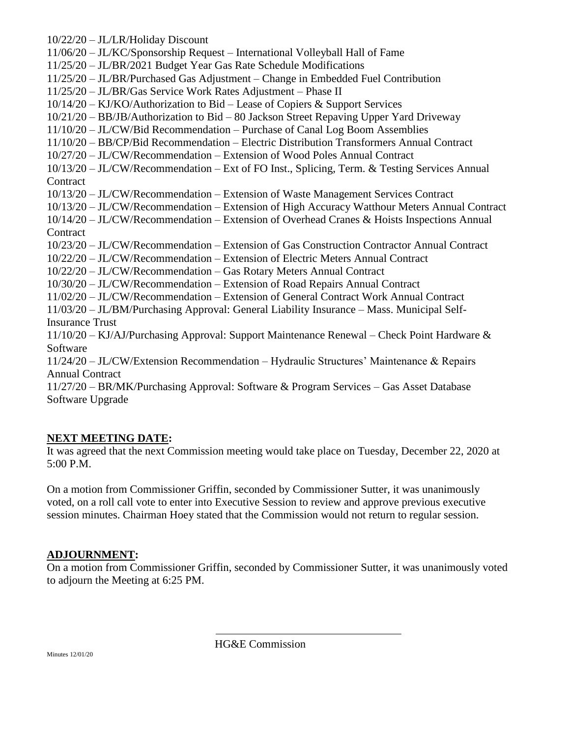10/22/20 – JL/LR/Holiday Discount
11/06/20 – JL/KC/Sponsorship Request – International Volleyball Hall of Fame
11/25/20 – JL/BR/2021 Budget Year Gas Rate Schedule Modifications
11/25/20 – JL/BR/Purchased Gas Adjustment – Change in Embedded Fuel Contribution
11/25/20 – JL/BR/Gas Service Work Rates Adjustment – Phase II
10/14/20 – KJ/KO/Authorization to Bid – Lease of Copiers & Support Services
10/21/20 – BB/JB/Authorization to Bid – 80 Jackson Street Repaving Upper Yard Driveway
11/10/20 – JL/CW/Bid Recommendation – Purchase of Canal Log Boom Assemblies
11/10/20 – BB/CP/Bid Recommendation – Electric Distribution Transformers Annual Contract
10/27/20 – JL/CW/Recommendation – Extension of Wood Poles Annual Contract
10/13/20 – JL/CW/Recommendation – Ext of FO Inst., Splicing, Term. & Testing Services Annual Contract
10/13/20 – JL/CW/Recommendation – Extension of Waste Management Services Contract
10/13/20 – JL/CW/Recommendation – Extension of High Accuracy Watthour Meters Annual Contract
10/14/20 – JL/CW/Recommendation – Extension of Overhead Cranes & Hoists Inspections Annual Contract
10/23/20 – JL/CW/Recommendation – Extension of Gas Construction Contractor Annual Contract
10/22/20 – JL/CW/Recommendation – Extension of Electric Meters Annual Contract
10/22/20 – JL/CW/Recommendation – Gas Rotary Meters Annual Contract
10/30/20 – JL/CW/Recommendation – Extension of Road Repairs Annual Contract
11/02/20 – JL/CW/Recommendation – Extension of General Contract Work Annual Contract
11/03/20 – JL/BM/Purchasing Approval: General Liability Insurance – Mass. Municipal Self-Insurance Trust
11/10/20 – KJ/AJ/Purchasing Approval: Support Maintenance Renewal – Check Point Hardware & Software
11/24/20 – JL/CW/Extension Recommendation – Hydraulic Structures' Maintenance & Repairs Annual Contract
11/27/20 – BR/MK/Purchasing Approval: Software & Program Services – Gas Asset Database Software Upgrade

**NEXT MEETING DATE:**

It was agreed that the next Commission meeting would take place on Tuesday, December 22, 2020 at 5:00 P.M.

On a motion from Commissioner Griffin, seconded by Commissioner Sutter, it was unanimously voted, on a roll call vote to enter into Executive Session to review and approve previous executive session minutes. Chairman Hoey stated that the Commission would not return to regular session.

**ADJOURNMENT:**

On a motion from Commissioner Griffin, seconded by Commissioner Sutter, it was unanimously voted to adjourn the Meeting at 6:25 PM.

\_\_\_\_\_\_\_\_\_\_\_\_\_\_\_\_\_\_\_\_\_\_\_\_\_\_\_\_\_\_\_\_\_\_\_

HG&E Commission